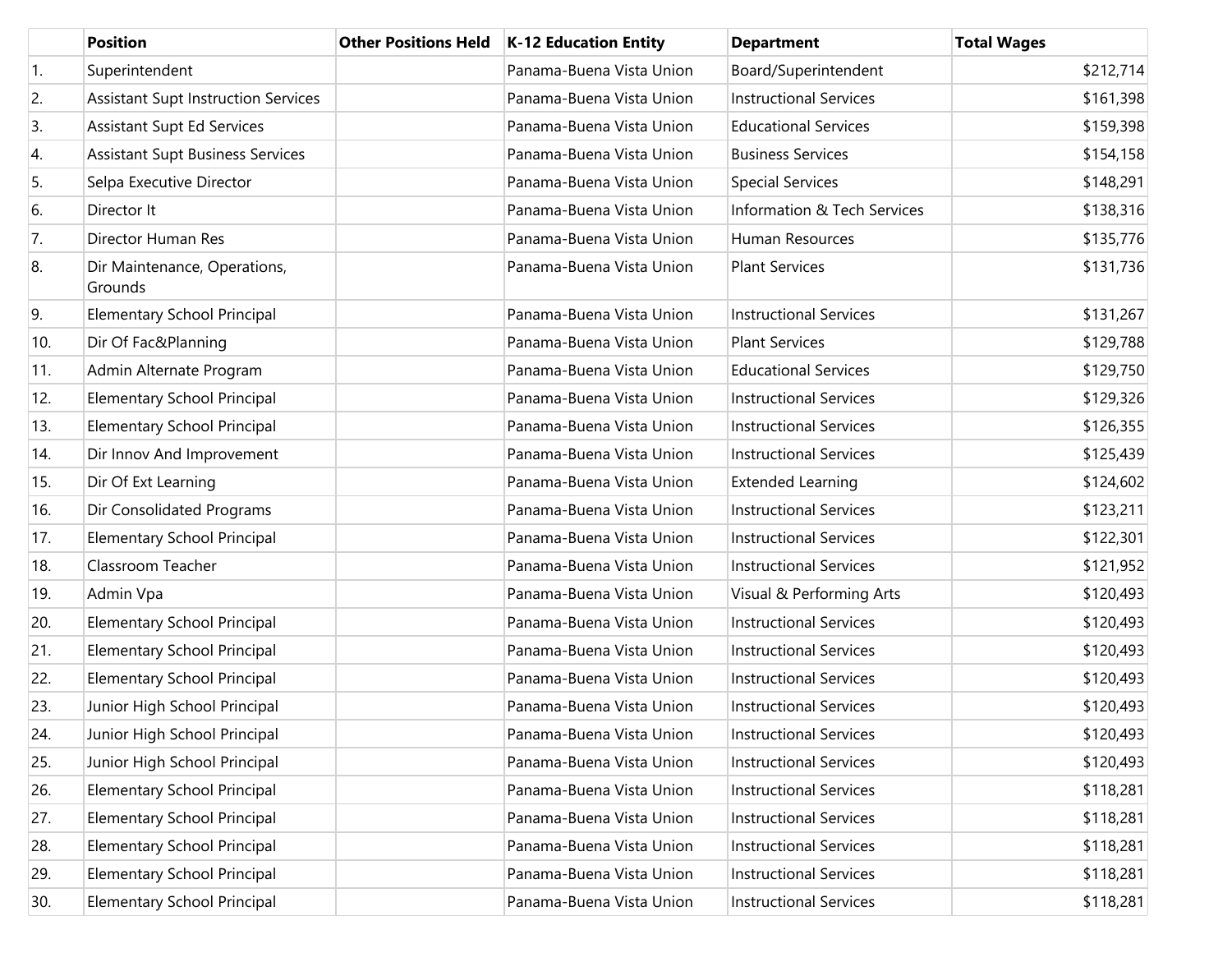| | Position | Other Positions Held | K-12 Education Entity | Department | Total Wages |
|---|---|---|---|---|---|
| 1. | Superintendent | | Panama-Buena Vista Union | Board/Superintendent | $212,714 |
| 2. | Assistant Supt Instruction Services | | Panama-Buena Vista Union | Instructional Services | $161,398 |
| 3. | Assistant Supt Ed Services | | Panama-Buena Vista Union | Educational Services | $159,398 |
| 4. | Assistant Supt Business Services | | Panama-Buena Vista Union | Business Services | $154,158 |
| 5. | Selpa Executive Director | | Panama-Buena Vista Union | Special Services | $148,291 |
| 6. | Director It | | Panama-Buena Vista Union | Information & Tech Services | $138,316 |
| 7. | Director Human Res | | Panama-Buena Vista Union | Human Resources | $135,776 |
| 8. | Dir Maintenance, Operations, Grounds | | Panama-Buena Vista Union | Plant Services | $131,736 |
| 9. | Elementary School Principal | | Panama-Buena Vista Union | Instructional Services | $131,267 |
| 10. | Dir Of Fac&Planning | | Panama-Buena Vista Union | Plant Services | $129,788 |
| 11. | Admin Alternate Program | | Panama-Buena Vista Union | Educational Services | $129,750 |
| 12. | Elementary School Principal | | Panama-Buena Vista Union | Instructional Services | $129,326 |
| 13. | Elementary School Principal | | Panama-Buena Vista Union | Instructional Services | $126,355 |
| 14. | Dir Innov And Improvement | | Panama-Buena Vista Union | Instructional Services | $125,439 |
| 15. | Dir Of Ext Learning | | Panama-Buena Vista Union | Extended Learning | $124,602 |
| 16. | Dir Consolidated Programs | | Panama-Buena Vista Union | Instructional Services | $123,211 |
| 17. | Elementary School Principal | | Panama-Buena Vista Union | Instructional Services | $122,301 |
| 18. | Classroom Teacher | | Panama-Buena Vista Union | Instructional Services | $121,952 |
| 19. | Admin Vpa | | Panama-Buena Vista Union | Visual & Performing Arts | $120,493 |
| 20. | Elementary School Principal | | Panama-Buena Vista Union | Instructional Services | $120,493 |
| 21. | Elementary School Principal | | Panama-Buena Vista Union | Instructional Services | $120,493 |
| 22. | Elementary School Principal | | Panama-Buena Vista Union | Instructional Services | $120,493 |
| 23. | Junior High School Principal | | Panama-Buena Vista Union | Instructional Services | $120,493 |
| 24. | Junior High School Principal | | Panama-Buena Vista Union | Instructional Services | $120,493 |
| 25. | Junior High School Principal | | Panama-Buena Vista Union | Instructional Services | $120,493 |
| 26. | Elementary School Principal | | Panama-Buena Vista Union | Instructional Services | $118,281 |
| 27. | Elementary School Principal | | Panama-Buena Vista Union | Instructional Services | $118,281 |
| 28. | Elementary School Principal | | Panama-Buena Vista Union | Instructional Services | $118,281 |
| 29. | Elementary School Principal | | Panama-Buena Vista Union | Instructional Services | $118,281 |
| 30. | Elementary School Principal | | Panama-Buena Vista Union | Instructional Services | $118,281 |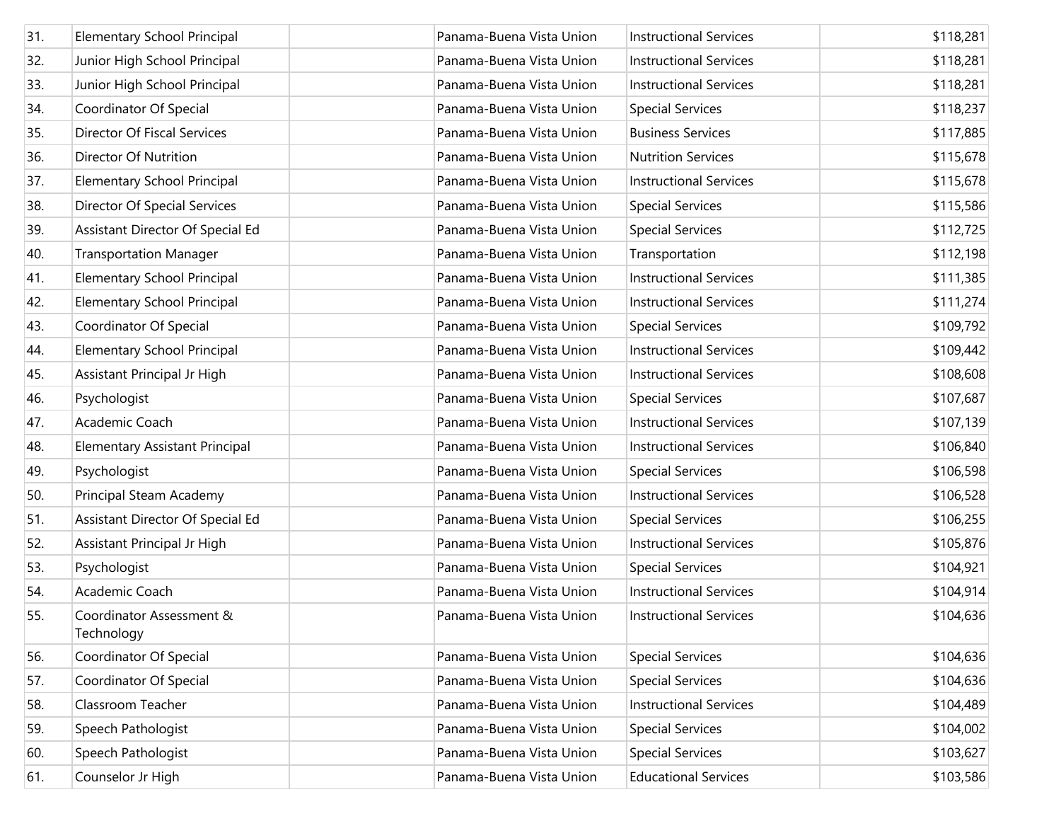| | | | | | |
|---|---|---|---|---|---|
| 31. | Elementary School Principal | | Panama-Buena Vista Union | Instructional Services | $118,281 |
| 32. | Junior High School Principal | | Panama-Buena Vista Union | Instructional Services | $118,281 |
| 33. | Junior High School Principal | | Panama-Buena Vista Union | Instructional Services | $118,281 |
| 34. | Coordinator Of Special | | Panama-Buena Vista Union | Special Services | $118,237 |
| 35. | Director Of Fiscal Services | | Panama-Buena Vista Union | Business Services | $117,885 |
| 36. | Director Of Nutrition | | Panama-Buena Vista Union | Nutrition Services | $115,678 |
| 37. | Elementary School Principal | | Panama-Buena Vista Union | Instructional Services | $115,678 |
| 38. | Director Of Special Services | | Panama-Buena Vista Union | Special Services | $115,586 |
| 39. | Assistant Director Of Special Ed | | Panama-Buena Vista Union | Special Services | $112,725 |
| 40. | Transportation Manager | | Panama-Buena Vista Union | Transportation | $112,198 |
| 41. | Elementary School Principal | | Panama-Buena Vista Union | Instructional Services | $111,385 |
| 42. | Elementary School Principal | | Panama-Buena Vista Union | Instructional Services | $111,274 |
| 43. | Coordinator Of Special | | Panama-Buena Vista Union | Special Services | $109,792 |
| 44. | Elementary School Principal | | Panama-Buena Vista Union | Instructional Services | $109,442 |
| 45. | Assistant Principal Jr High | | Panama-Buena Vista Union | Instructional Services | $108,608 |
| 46. | Psychologist | | Panama-Buena Vista Union | Special Services | $107,687 |
| 47. | Academic Coach | | Panama-Buena Vista Union | Instructional Services | $107,139 |
| 48. | Elementary Assistant Principal | | Panama-Buena Vista Union | Instructional Services | $106,840 |
| 49. | Psychologist | | Panama-Buena Vista Union | Special Services | $106,598 |
| 50. | Principal Steam Academy | | Panama-Buena Vista Union | Instructional Services | $106,528 |
| 51. | Assistant Director Of Special Ed | | Panama-Buena Vista Union | Special Services | $106,255 |
| 52. | Assistant Principal Jr High | | Panama-Buena Vista Union | Instructional Services | $105,876 |
| 53. | Psychologist | | Panama-Buena Vista Union | Special Services | $104,921 |
| 54. | Academic Coach | | Panama-Buena Vista Union | Instructional Services | $104,914 |
| 55. | Coordinator Assessment & Technology | | Panama-Buena Vista Union | Instructional Services | $104,636 |
| 56. | Coordinator Of Special | | Panama-Buena Vista Union | Special Services | $104,636 |
| 57. | Coordinator Of Special | | Panama-Buena Vista Union | Special Services | $104,636 |
| 58. | Classroom Teacher | | Panama-Buena Vista Union | Instructional Services | $104,489 |
| 59. | Speech Pathologist | | Panama-Buena Vista Union | Special Services | $104,002 |
| 60. | Speech Pathologist | | Panama-Buena Vista Union | Special Services | $103,627 |
| 61. | Counselor Jr High | | Panama-Buena Vista Union | Educational Services | $103,586 |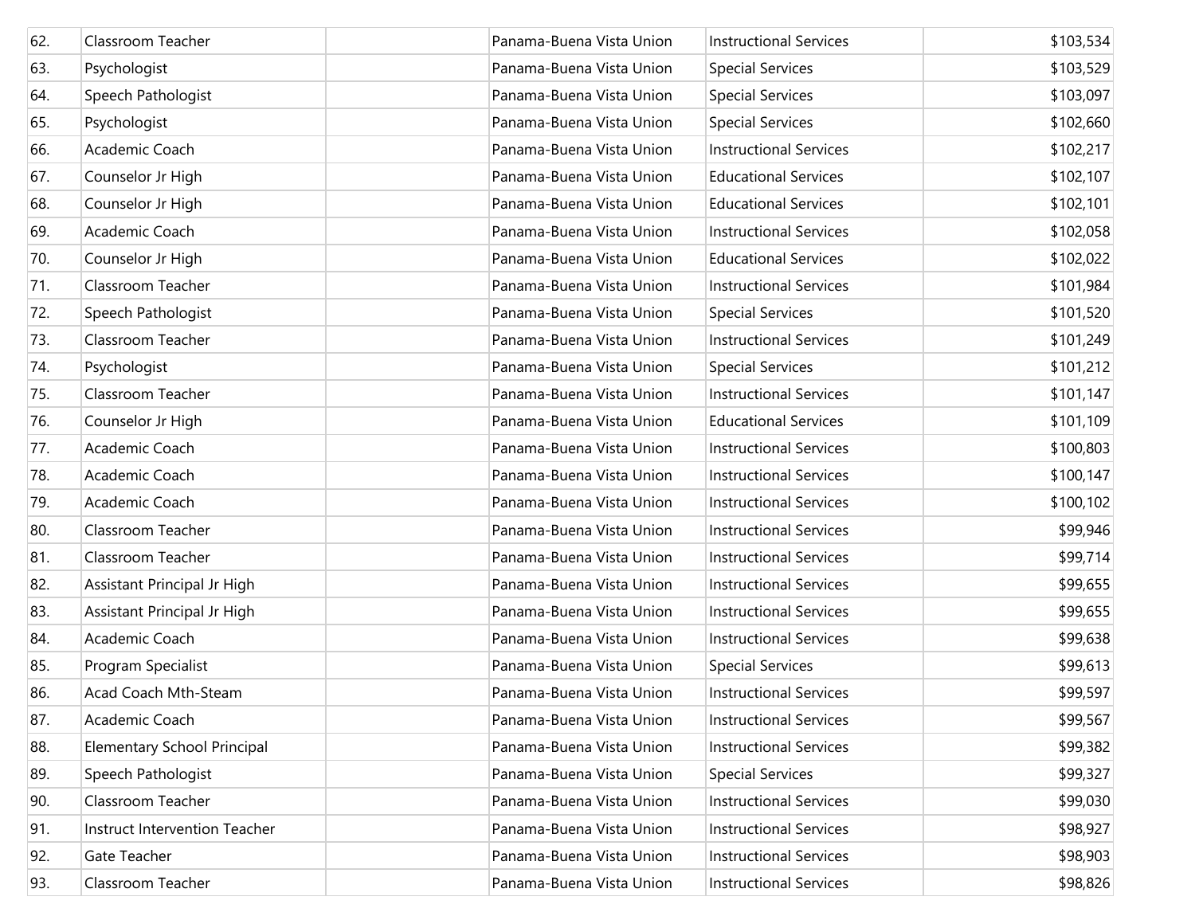| | | | | | |
|---|---|---|---|---|---|
| 62. | Classroom Teacher | | Panama-Buena Vista Union | Instructional Services | $103,534 |
| 63. | Psychologist | | Panama-Buena Vista Union | Special Services | $103,529 |
| 64. | Speech Pathologist | | Panama-Buena Vista Union | Special Services | $103,097 |
| 65. | Psychologist | | Panama-Buena Vista Union | Special Services | $102,660 |
| 66. | Academic Coach | | Panama-Buena Vista Union | Instructional Services | $102,217 |
| 67. | Counselor Jr High | | Panama-Buena Vista Union | Educational Services | $102,107 |
| 68. | Counselor Jr High | | Panama-Buena Vista Union | Educational Services | $102,101 |
| 69. | Academic Coach | | Panama-Buena Vista Union | Instructional Services | $102,058 |
| 70. | Counselor Jr High | | Panama-Buena Vista Union | Educational Services | $102,022 |
| 71. | Classroom Teacher | | Panama-Buena Vista Union | Instructional Services | $101,984 |
| 72. | Speech Pathologist | | Panama-Buena Vista Union | Special Services | $101,520 |
| 73. | Classroom Teacher | | Panama-Buena Vista Union | Instructional Services | $101,249 |
| 74. | Psychologist | | Panama-Buena Vista Union | Special Services | $101,212 |
| 75. | Classroom Teacher | | Panama-Buena Vista Union | Instructional Services | $101,147 |
| 76. | Counselor Jr High | | Panama-Buena Vista Union | Educational Services | $101,109 |
| 77. | Academic Coach | | Panama-Buena Vista Union | Instructional Services | $100,803 |
| 78. | Academic Coach | | Panama-Buena Vista Union | Instructional Services | $100,147 |
| 79. | Academic Coach | | Panama-Buena Vista Union | Instructional Services | $100,102 |
| 80. | Classroom Teacher | | Panama-Buena Vista Union | Instructional Services | $99,946 |
| 81. | Classroom Teacher | | Panama-Buena Vista Union | Instructional Services | $99,714 |
| 82. | Assistant Principal Jr High | | Panama-Buena Vista Union | Instructional Services | $99,655 |
| 83. | Assistant Principal Jr High | | Panama-Buena Vista Union | Instructional Services | $99,655 |
| 84. | Academic Coach | | Panama-Buena Vista Union | Instructional Services | $99,638 |
| 85. | Program Specialist | | Panama-Buena Vista Union | Special Services | $99,613 |
| 86. | Acad Coach Mth-Steam | | Panama-Buena Vista Union | Instructional Services | $99,597 |
| 87. | Academic Coach | | Panama-Buena Vista Union | Instructional Services | $99,567 |
| 88. | Elementary School Principal | | Panama-Buena Vista Union | Instructional Services | $99,382 |
| 89. | Speech Pathologist | | Panama-Buena Vista Union | Special Services | $99,327 |
| 90. | Classroom Teacher | | Panama-Buena Vista Union | Instructional Services | $99,030 |
| 91. | Instruct Intervention Teacher | | Panama-Buena Vista Union | Instructional Services | $98,927 |
| 92. | Gate Teacher | | Panama-Buena Vista Union | Instructional Services | $98,903 |
| 93. | Classroom Teacher | | Panama-Buena Vista Union | Instructional Services | $98,826 |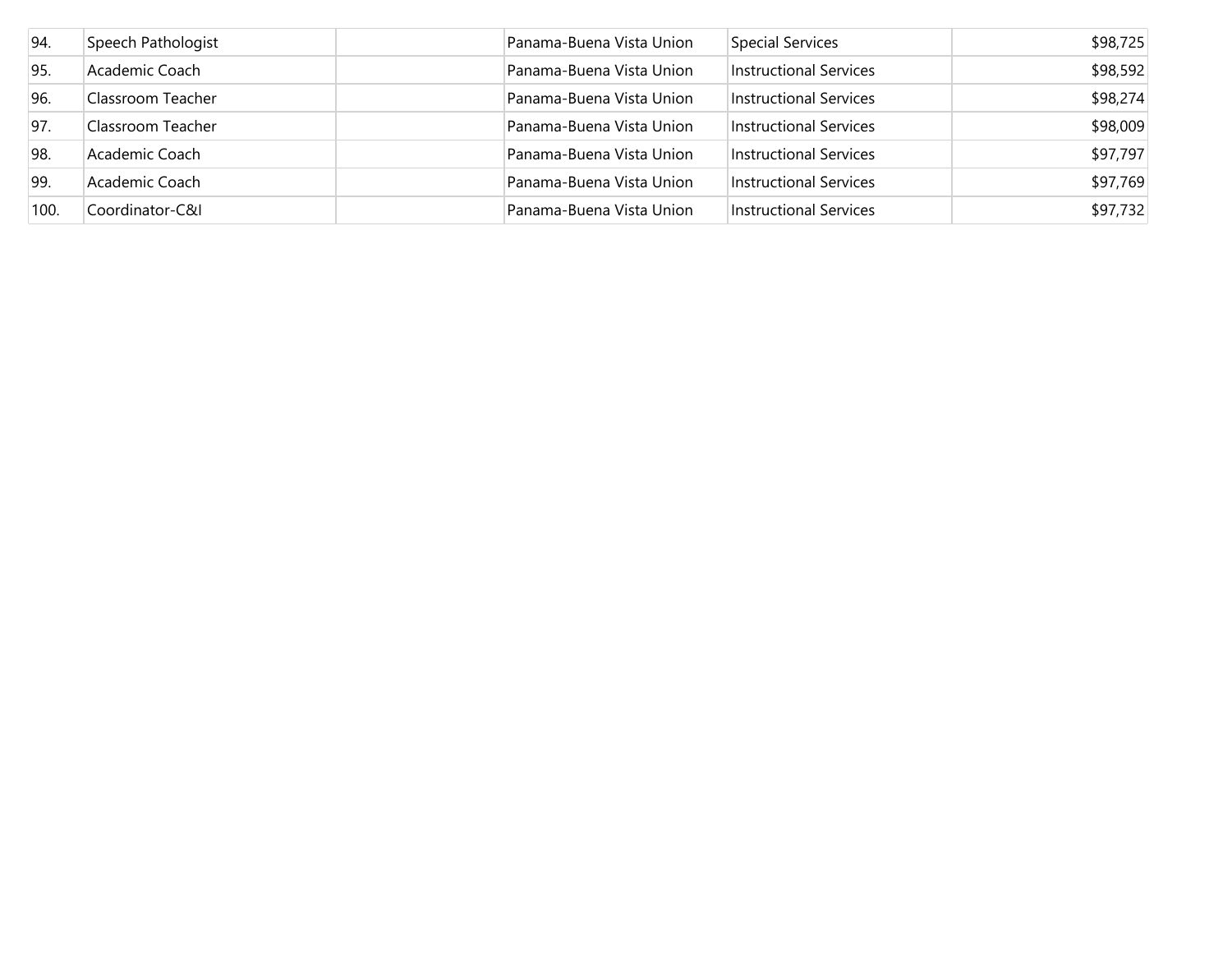| | | | | | |
|---|---|---|---|---|---|
| 94. | Speech Pathologist | | Panama-Buena Vista Union | Special Services | $98,725 |
| 95. | Academic Coach | | Panama-Buena Vista Union | Instructional Services | $98,592 |
| 96. | Classroom Teacher | | Panama-Buena Vista Union | Instructional Services | $98,274 |
| 97. | Classroom Teacher | | Panama-Buena Vista Union | Instructional Services | $98,009 |
| 98. | Academic Coach | | Panama-Buena Vista Union | Instructional Services | $97,797 |
| 99. | Academic Coach | | Panama-Buena Vista Union | Instructional Services | $97,769 |
| 100. | Coordinator-C&I | | Panama-Buena Vista Union | Instructional Services | $97,732 |